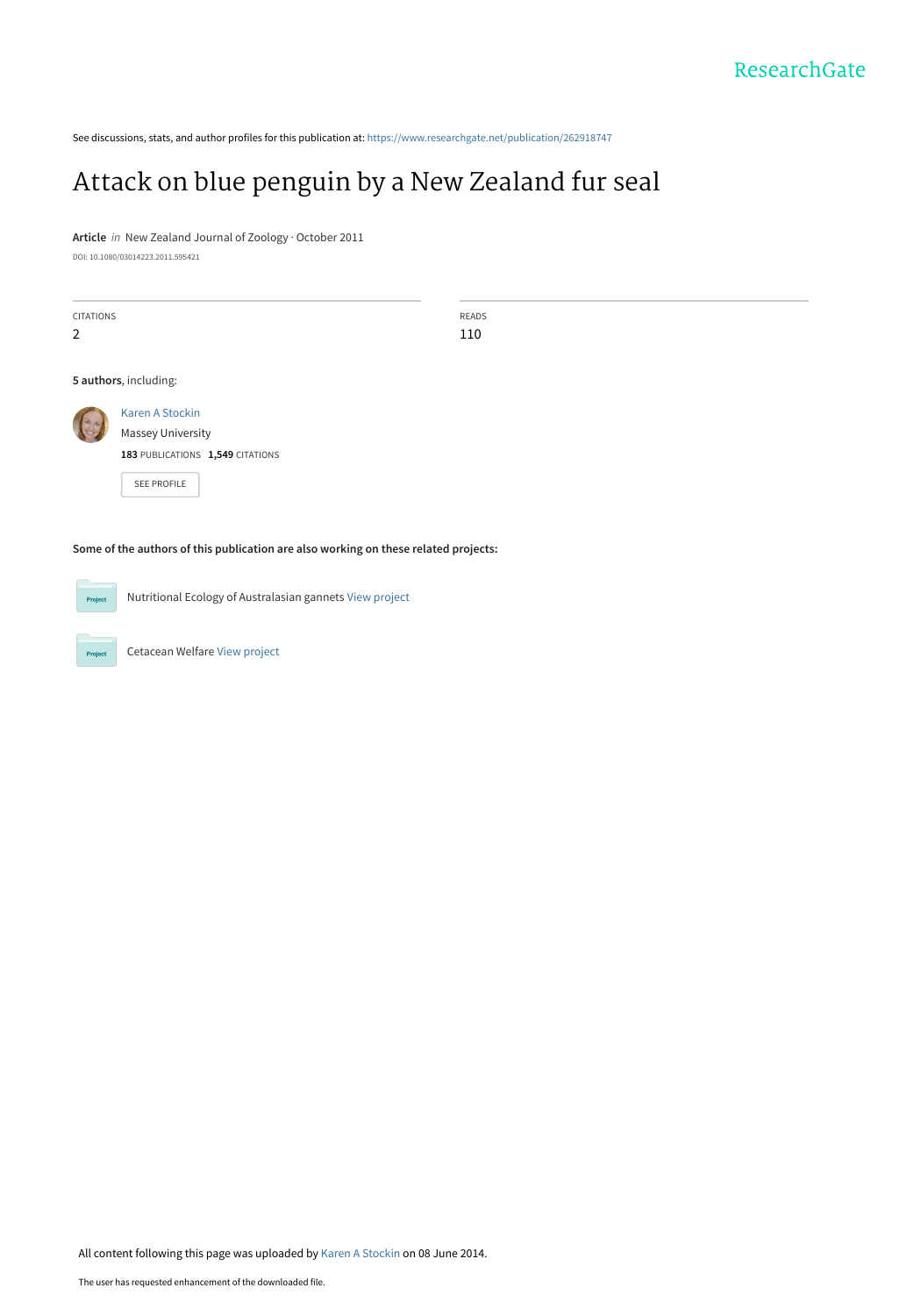See discussions, stats, and author profiles for this publication at: https://www.researchgate.net/publication/262918747

# Attack on blue penguin by a New Zealand fur seal

**Article** *in* New Zealand Journal of Zoology · October 2011

DOI: 10.1080/03014223.2011.595421

| CITATIONS | READS |
|---|---|
| 2 | 110 |

**5 authors**, including:

Karen A Stockin
Massey University
**183** PUBLICATIONS **1,549** CITATIONS

SEE PROFILE

**Some of the authors of this publication are also working on these related projects:**

Nutritional Ecology of Australasian gannets View project

Cetacean Welfare View project

All content following this page was uploaded by Karen A Stockin on 08 June 2014.

The user has requested enhancement of the downloaded file.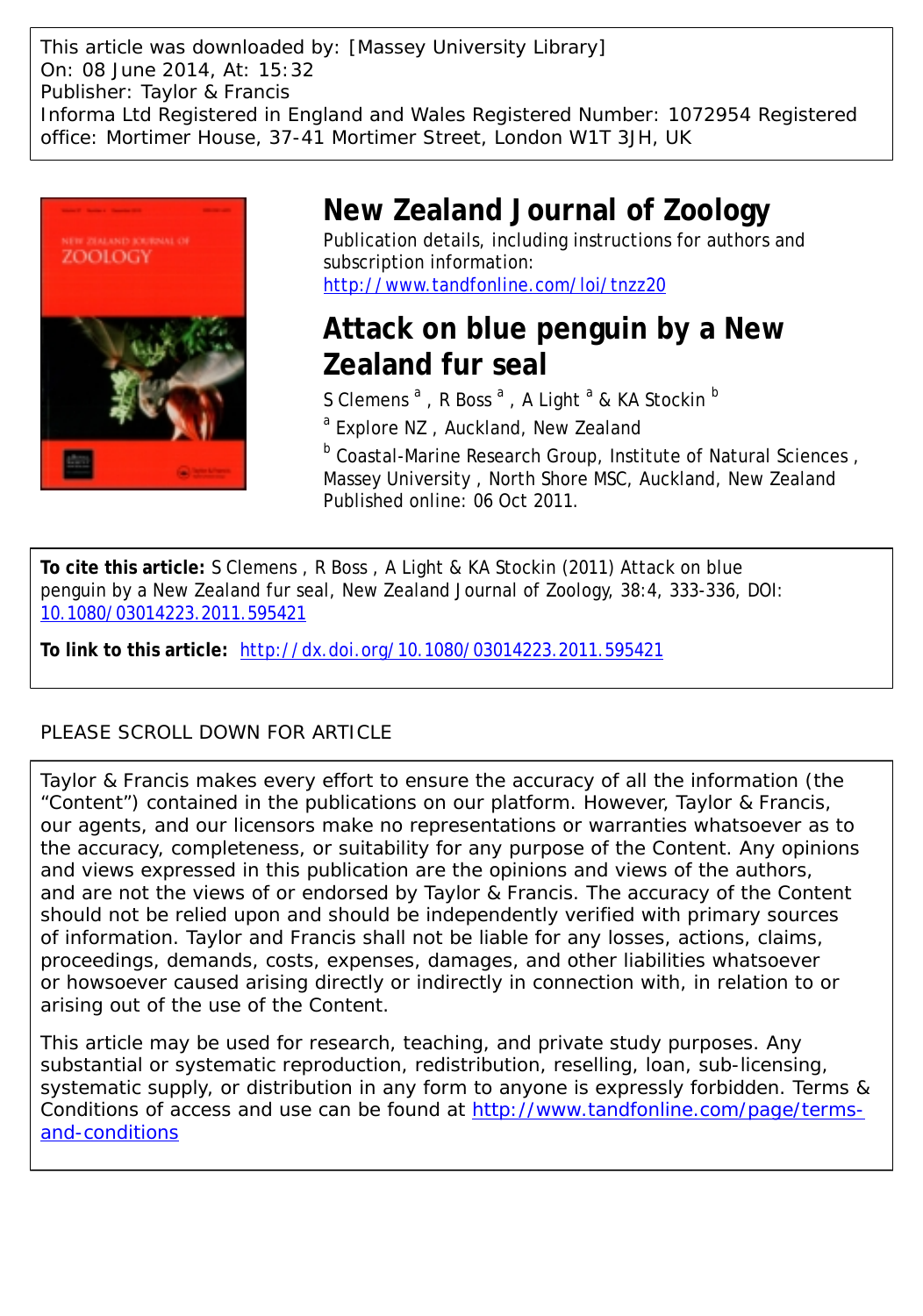This article was downloaded by: [Massey University Library]
On: 08 June 2014, At: 15:32
Publisher: Taylor & Francis
Informa Ltd Registered in England and Wales Registered Number: 1072954 Registered office: Mortimer House, 37-41 Mortimer Street, London W1T 3JH, UK

# New Zealand Journal of Zoology

Publication details, including instructions for authors and subscription information:
http://www.tandfonline.com/loi/tnzz20

# Attack on blue penguin by a New Zealand fur seal

S Clemens [a] , R Boss [a] , A Light [a] & KA Stockin [b]

[a] Explore NZ , Auckland, New Zealand

[b] Coastal-Marine Research Group, Institute of Natural Sciences , Massey University , North Shore MSC, Auckland, New Zealand
Published online: 06 Oct 2011.

**To cite this article:** S Clemens , R Boss , A Light & KA Stockin (2011) Attack on blue penguin by a New Zealand fur seal, New Zealand Journal of Zoology, 38:4, 333-336, DOI: 10.1080/03014223.2011.595421

**To link to this article:** http://dx.doi.org/10.1080/03014223.2011.595421

PLEASE SCROLL DOWN FOR ARTICLE

Taylor & Francis makes every effort to ensure the accuracy of all the information (the "Content") contained in the publications on our platform. However, Taylor & Francis, our agents, and our licensors make no representations or warranties whatsoever as to the accuracy, completeness, or suitability for any purpose of the Content. Any opinions and views expressed in this publication are the opinions and views of the authors, and are not the views of or endorsed by Taylor & Francis. The accuracy of the Content should not be relied upon and should be independently verified with primary sources of information. Taylor and Francis shall not be liable for any losses, actions, claims, proceedings, demands, costs, expenses, damages, and other liabilities whatsoever or howsoever caused arising directly or indirectly in connection with, in relation to or arising out of the use of the Content.

This article may be used for research, teaching, and private study purposes. Any substantial or systematic reproduction, redistribution, reselling, loan, sub-licensing, systematic supply, or distribution in any form to anyone is expressly forbidden. Terms & Conditions of access and use can be found at http://www.tandfonline.com/page/terms-and-conditions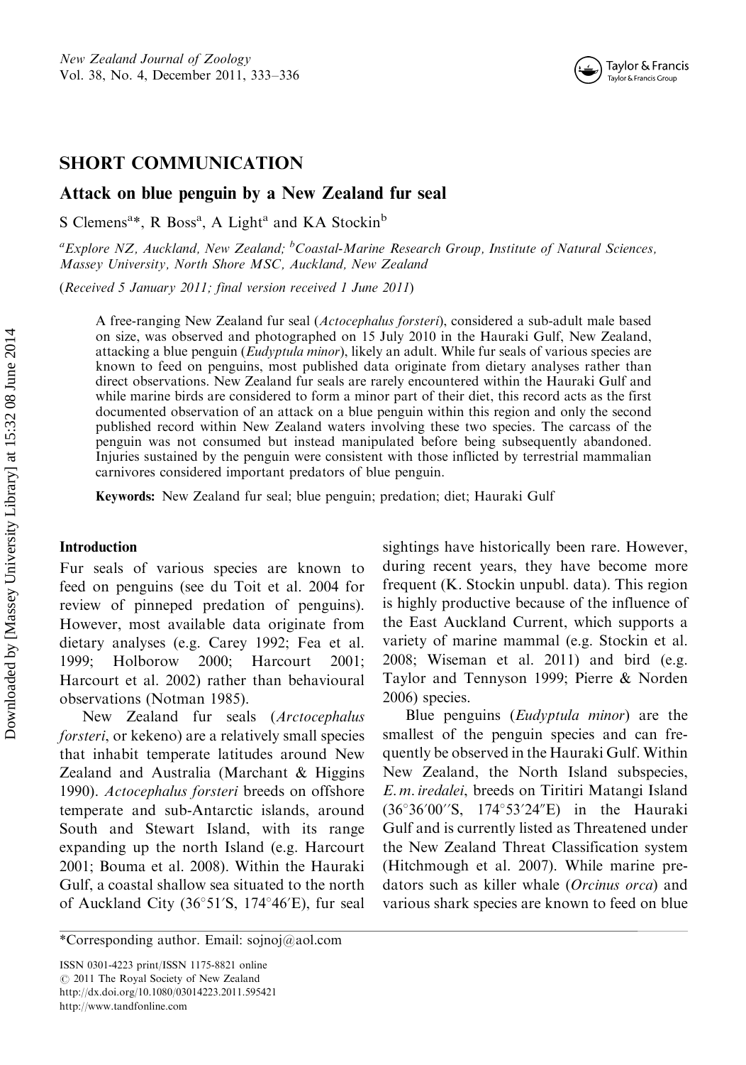## SHORT COMMUNICATION

# Attack on blue penguin by a New Zealand fur seal

S Clemens[a]*, R Boss[a], A Light[a] and KA Stockin[b]

[a]*Explore NZ, Auckland, New Zealand;* [b]*Coastal-Marine Research Group, Institute of Natural Sciences, Massey University, North Shore MSC, Auckland, New Zealand*

(*Received 5 January 2011; final version received 1 June 2011*)

A free-ranging New Zealand fur seal (*Actocephalus forsteri*), considered a sub-adult male based on size, was observed and photographed on 15 July 2010 in the Hauraki Gulf, New Zealand, attacking a blue penguin (*Eudyptula minor*), likely an adult. While fur seals of various species are known to feed on penguins, most published data originate from dietary analyses rather than direct observations. New Zealand fur seals are rarely encountered within the Hauraki Gulf and while marine birds are considered to form a minor part of their diet, this record acts as the first documented observation of an attack on a blue penguin within this region and only the second published record within New Zealand waters involving these two species. The carcass of the penguin was not consumed but instead manipulated before being subsequently abandoned. Injuries sustained by the penguin were consistent with those inflicted by terrestrial mammalian carnivores considered important predators of blue penguin.

**Keywords:** New Zealand fur seal; blue penguin; predation; diet; Hauraki Gulf

## Introduction

Fur seals of various species are known to feed on penguins (see du Toit et al. 2004 for review of pinneped predation of penguins). However, most available data originate from dietary analyses (e.g. Carey 1992; Fea et al. 1999; Holborow 2000; Harcourt 2001; Harcourt et al. 2002) rather than behavioural observations (Notman 1985).

New Zealand fur seals (*Arctocephalus forsteri*, or kekeno) are a relatively small species that inhabit temperate latitudes around New Zealand and Australia (Marchant & Higgins 1990). *Actocephalus forsteri* breeds on offshore temperate and sub-Antarctic islands, around South and Stewart Island, with its range expanding up the north Island (e.g. Harcourt 2001; Bouma et al. 2008). Within the Hauraki Gulf, a coastal shallow sea situated to the north of Auckland City (36°51′S, 174°46′E), fur seal sightings have historically been rare. However, during recent years, they have become more frequent (K. Stockin unpubl. data). This region is highly productive because of the influence of the East Auckland Current, which supports a variety of marine mammal (e.g. Stockin et al. 2008; Wiseman et al. 2011) and bird (e.g. Taylor and Tennyson 1999; Pierre & Norden 2006) species.

Blue penguins (*Eudyptula minor*) are the smallest of the penguin species and can frequently be observed in the Hauraki Gulf. Within New Zealand, the North Island subspecies, *E. m. iredalei*, breeds on Tiritiri Matangi Island (36°36′00′′S, 174°53′24′′E) in the Hauraki Gulf and is currently listed as Threatened under the New Zealand Threat Classification system (Hitchmough et al. 2007). While marine predators such as killer whale (*Orcinus orca*) and various shark species are known to feed on blue

*Corresponding author. Email: sojnoj@aol.com

ISSN 0301-4223 print/ISSN 1175-8821 online
© 2011 The Royal Society of New Zealand
http://dx.doi.org/10.1080/03014223.2011.595421
http://www.tandfonline.com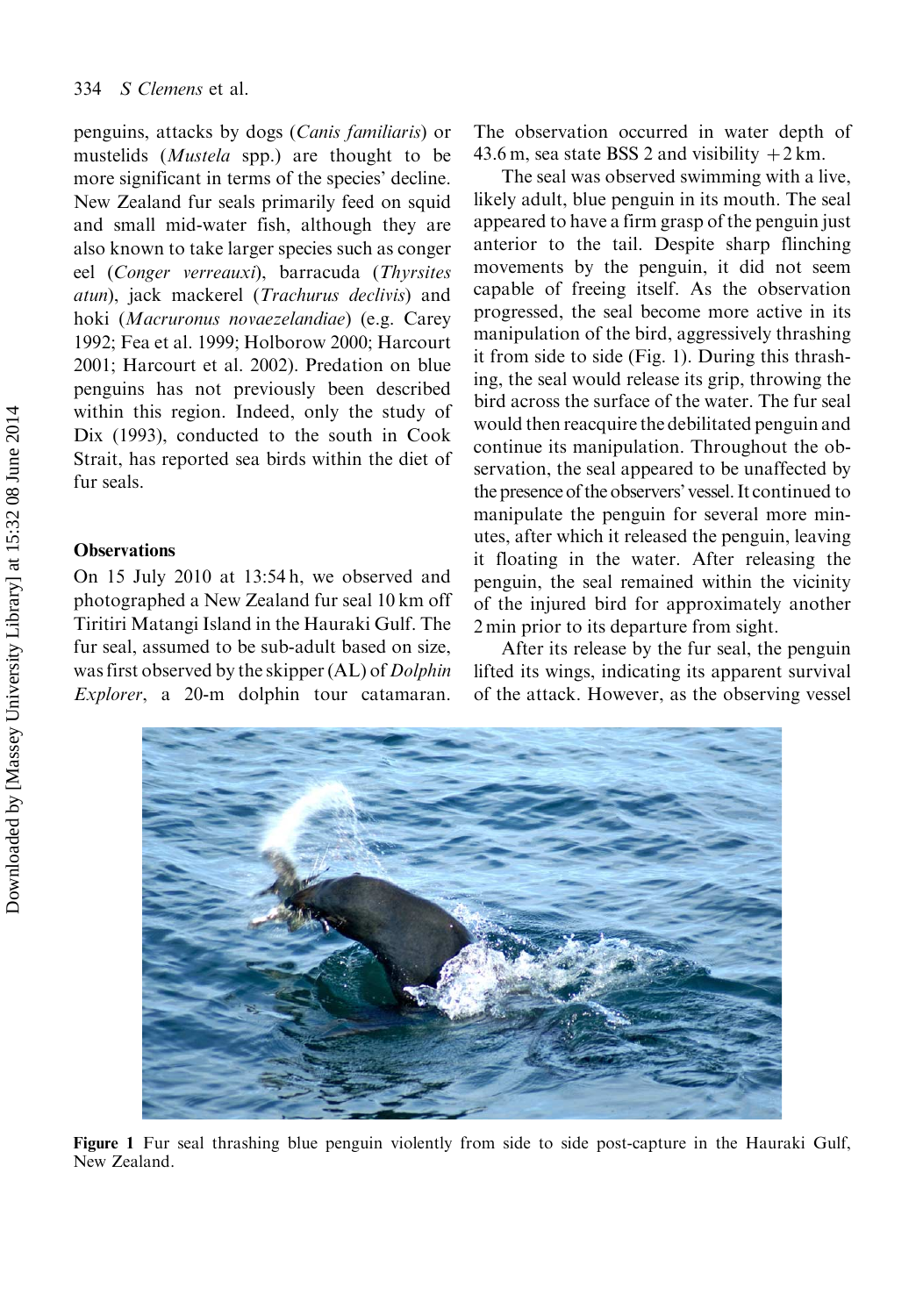penguins, attacks by dogs (*Canis familiaris*) or mustelids (*Mustela* spp.) are thought to be more significant in terms of the species' decline. New Zealand fur seals primarily feed on squid and small mid-water fish, although they are also known to take larger species such as conger eel (*Conger verreauxi*), barracuda (*Thyrsites atun*), jack mackerel (*Trachurus declivis*) and hoki (*Macruronus novaezelandiae*) (e.g. Carey 1992; Fea et al. 1999; Holborow 2000; Harcourt 2001; Harcourt et al. 2002). Predation on blue penguins has not previously been described within this region. Indeed, only the study of Dix (1993), conducted to the south in Cook Strait, has reported sea birds within the diet of fur seals.

## Observations

On 15 July 2010 at 13:54 h, we observed and photographed a New Zealand fur seal 10 km off Tiritiri Matangi Island in the Hauraki Gulf. The fur seal, assumed to be sub-adult based on size, was first observed by the skipper (AL) of *Dolphin Explorer*, a 20-m dolphin tour catamaran. The observation occurred in water depth of 43.6 m, sea state BSS 2 and visibility +2 km.

The seal was observed swimming with a live, likely adult, blue penguin in its mouth. The seal appeared to have a firm grasp of the penguin just anterior to the tail. Despite sharp flinching movements by the penguin, it did not seem capable of freeing itself. As the observation progressed, the seal become more active in its manipulation of the bird, aggressively thrashing it from side to side (Fig. 1). During this thrashing, the seal would release its grip, throwing the bird across the surface of the water. The fur seal would then reacquire the debilitated penguin and continue its manipulation. Throughout the observation, the seal appeared to be unaffected by the presence of the observers' vessel. It continued to manipulate the penguin for several more minutes, after which it released the penguin, leaving it floating in the water. After releasing the penguin, the seal remained within the vicinity of the injured bird for approximately another 2 min prior to its departure from sight.

After its release by the fur seal, the penguin lifted its wings, indicating its apparent survival of the attack. However, as the observing vessel

**Figure 1** Fur seal thrashing blue penguin violently from side to side post-capture in the Hauraki Gulf, New Zealand.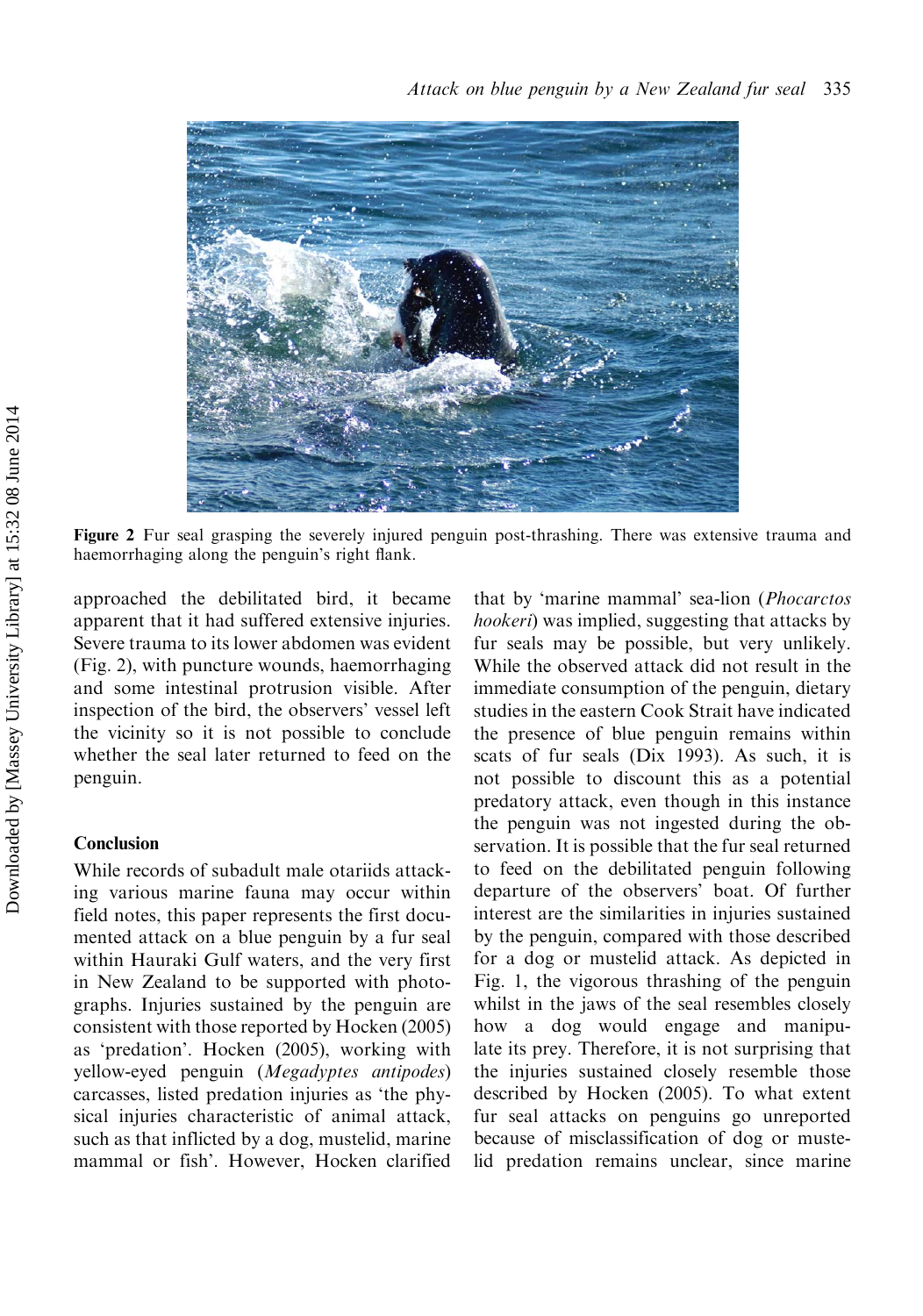Figure 2 Fur seal grasping the severely injured penguin post-thrashing. There was extensive trauma and haemorrhaging along the penguin's right flank.

approached the debilitated bird, it became apparent that it had suffered extensive injuries. Severe trauma to its lower abdomen was evident (Fig. 2), with puncture wounds, haemorrhaging and some intestinal protrusion visible. After inspection of the bird, the observers' vessel left the vicinity so it is not possible to conclude whether the seal later returned to feed on the penguin.

## Conclusion

While records of subadult male otariids attacking various marine fauna may occur within field notes, this paper represents the first documented attack on a blue penguin by a fur seal within Hauraki Gulf waters, and the very first in New Zealand to be supported with photographs. Injuries sustained by the penguin are consistent with those reported by Hocken (2005) as 'predation'. Hocken (2005), working with yellow-eyed penguin (*Megadyptes antipodes*) carcasses, listed predation injuries as 'the physical injuries characteristic of animal attack, such as that inflicted by a dog, mustelid, marine mammal or fish'. However, Hocken clarified that by 'marine mammal' sea-lion (*Phocarctos hookeri*) was implied, suggesting that attacks by fur seals may be possible, but very unlikely. While the observed attack did not result in the immediate consumption of the penguin, dietary studies in the eastern Cook Strait have indicated the presence of blue penguin remains within scats of fur seals (Dix 1993). As such, it is not possible to discount this as a potential predatory attack, even though in this instance the penguin was not ingested during the observation. It is possible that the fur seal returned to feed on the debilitated penguin following departure of the observers' boat. Of further interest are the similarities in injuries sustained by the penguin, compared with those described for a dog or mustelid attack. As depicted in Fig. 1, the vigorous thrashing of the penguin whilst in the jaws of the seal resembles closely how a dog would engage and manipulate its prey. Therefore, it is not surprising that the injuries sustained closely resemble those described by Hocken (2005). To what extent fur seal attacks on penguins go unreported because of misclassification of dog or mustelid predation remains unclear, since marine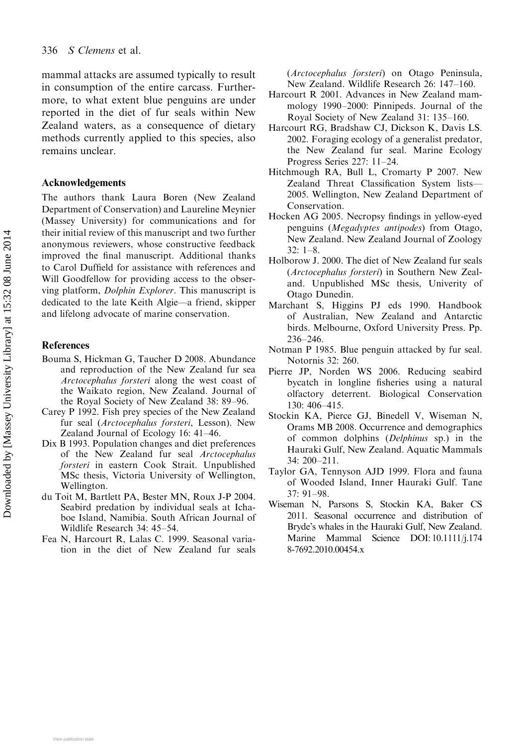mammal attacks are assumed typically to result in consumption of the entire carcass. Furthermore, to what extent blue penguins are under reported in the diet of fur seals within New Zealand waters, as a consequence of dietary methods currently applied to this species, also remains unclear.

## Acknowledgements

The authors thank Laura Boren (New Zealand Department of Conservation) and Laureline Meynier (Massey University) for communications and for their initial review of this manuscript and two further anonymous reviewers, whose constructive feedback improved the final manuscript. Additional thanks to Carol Duffield for assistance with references and Will Goodfellow for providing access to the observing platform, *Dolphin Explorer*. This manuscript is dedicated to the late Keith Algie—a friend, skipper and lifelong advocate of marine conservation.

## References

Bouma S, Hickman G, Taucher D 2008. Abundance and reproduction of the New Zealand fur sea *Arctocephalus forsteri* along the west coast of the Waikato region, New Zealand. Journal of the Royal Society of New Zealand 38: 89–96.

Carey P 1992. Fish prey species of the New Zealand fur seal (*Arctocephalus forsteri*, Lesson). New Zealand Journal of Ecology 16: 41–46.

Dix B 1993. Population changes and diet preferences of the New Zealand fur seal *Arctocephalus forsteri* in eastern Cook Strait. Unpublished MSc thesis, Victoria University of Wellington, Wellington.

du Toit M, Bartlett PA, Bester MN, Roux J-P 2004. Seabird predation by individual seals at Ichaboe Island, Namibia. South African Journal of Wildlife Research 34: 45–54.

Fea N, Harcourt R, Lalas C. 1999. Seasonal variation in the diet of New Zealand fur seals (*Arctocephalus forsteri*) on Otago Peninsula, New Zealand. Wildlife Research 26: 147–160.

Harcourt R 2001. Advances in New Zealand mammology 1990–2000: Pinnipeds. Journal of the Royal Society of New Zealand 31: 135–160.

Harcourt RG, Bradshaw CJ, Dickson K, Davis LS. 2002. Foraging ecology of a generalist predator, the New Zealand fur seal. Marine Ecology Progress Series 227: 11–24.

Hitchmough RA, Bull L, Cromarty P 2007. New Zealand Threat Classification System lists—2005. Wellington, New Zealand Department of Conservation.

Hocken AG 2005. Necropsy findings in yellow-eyed penguins (*Megadyptes antipodes*) from Otago, New Zealand. New Zealand Journal of Zoology 32: 1–8.

Holborow J. 2000. The diet of New Zealand fur seals (*Arctocephalus forsteri*) in Southern New Zealand. Unpublished MSc thesis, Univerity of Otago Dunedin.

Marchant S, Higgins PJ eds 1990. Handbook of Australian, New Zealand and Antarctic birds. Melbourne, Oxford University Press. Pp. 236–246.

Notman P 1985. Blue penguin attacked by fur seal. Notornis 32: 260.

Pierre JP, Norden WS 2006. Reducing seabird bycatch in longline fisheries using a natural olfactory deterrent. Biological Conservation 130: 406–415.

Stockin KA, Pierce GJ, Binedell V, Wiseman N, Orams MB 2008. Occurrence and demographics of common dolphins (*Delphinus* sp.) in the Hauraki Gulf, New Zealand. Aquatic Mammals 34: 200–211.

Taylor GA, Tennyson AJD 1999. Flora and fauna of Wooded Island, Inner Hauraki Gulf. Tane 37: 91–98.

Wiseman N, Parsons S, Stockin KA, Baker CS 2011. Seasonal occurrence and distribution of Bryde's whales in the Hauraki Gulf, New Zealand. Marine Mammal Science DOI: 10.1111/j.1748-7692.2010.00454.x